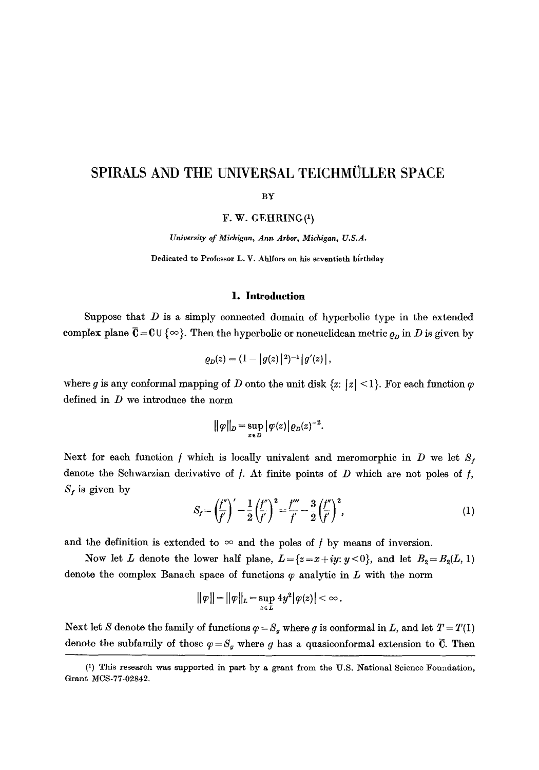# SPIRALS AND THE UNIVERSAL TEICHMÜLLER SPACE

BY

F. W. GEHRING[1]

*University of Michigan, Ann Arbor, Michigan, U.S.A.*

Dedicated to Professor L. V. Ahlfors on his seventieth birthday

## 1. Introduction

Suppose that $D$ is a simply connected domain of hyperbolic type in the extended complex plane $\bar{\mathbf{C}} = \mathbf{C} \cup \{\infty\}$. Then the hyperbolic or noneuclidean metric $\varrho_D$ in $D$ is given by

$$\varrho_D(z) = (1 - |g(z)|^2)^{-1} |g'(z)|,$$

where $g$ is any conformal mapping of $D$ onto the unit disk $\{z: |z| < 1\}$. For each function $\varphi$ defined in $D$ we introduce the norm

$$\|\varphi\|_D = \sup_{z \in D} |\varphi(z)| \varrho_D(z)^{-2}.$$

Next for each function $f$ which is locally univalent and meromorphic in $D$ we let $S_f$ denote the Schwarzian derivative of $f$. At finite points of $D$ which are not poles of $f$, $S_f$ is given by

$$S_f = \left(\frac{f''}{f'}\right)' - \frac{1}{2}\left(\frac{f''}{f'}\right)^2 = \frac{f'''}{f'} - \frac{3}{2}\left(\frac{f''}{f'}\right)^2, \tag{1}$$

and the definition is extended to $\infty$ and the poles of $f$ by means of inversion.

Now let $L$ denote the lower half plane, $L = \{z = x + iy: y < 0\}$, and let $B_2 = B_2(L, 1)$ denote the complex Banach space of functions $\varphi$ analytic in $L$ with the norm

$$\|\varphi\| = \|\varphi\|_L = \sup_{z \in L} 4y^2 |\varphi(z)| < \infty.$$

Next let $S$ denote the family of functions $\varphi = S_g$ where $g$ is conformal in $L$, and let $T = T(1)$ denote the subfamily of those $\varphi = S_g$ where $g$ has a quasiconformal extension to $\bar{\mathbf{C}}$. Then

[1] This research was supported in part by a grant from the U.S. National Science Foundation, Grant MCS-77-02842.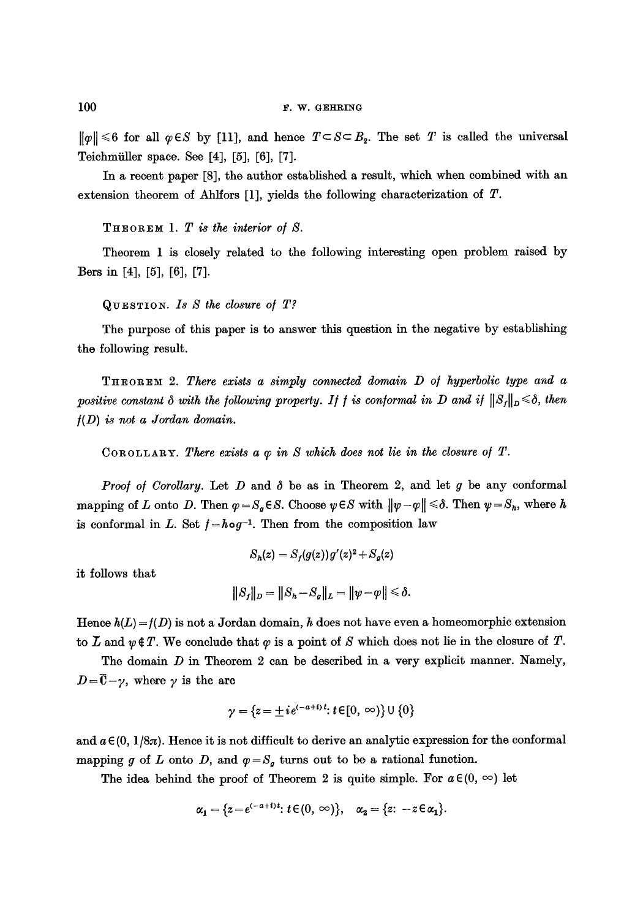$\|\varphi\| \leqslant 6$ for all $\varphi \in S$ by [11], and hence $T \subset S \subset B_2$. The set $T$ is called the universal Teichmüller space. See [4], [5], [6], [7].

In a recent paper [8], the author established a result, which when combined with an extension theorem of Ahlfors [1], yields the following characterization of $T$.

THEOREM 1. *$T$ is the interior of $S$.*

Theorem 1 is closely related to the following interesting open problem raised by Bers in [4], [5], [6], [7].

QUESTION. *Is $S$ the closure of $T$?*

The purpose of this paper is to answer this question in the negative by establishing the following result.

THEOREM 2. *There exists a simply connected domain $D$ of hyperbolic type and a positive constant $\delta$ with the following property. If $f$ is conformal in $D$ and if $\|S_f\|_D \leqslant \delta$, then $f(D)$ is not a Jordan domain.*

COROLLARY. *There exists a $\varphi$ in $S$ which does not lie in the closure of $T$.*

*Proof of Corollary.* Let $D$ and $\delta$ be as in Theorem 2, and let $g$ be any conformal mapping of $L$ onto $D$. Then $\varphi = S_g \in S$. Choose $\psi \in S$ with $\|\psi - \varphi\| \leqslant \delta$. Then $\psi = S_h$, where $h$ is conformal in $L$. Set $f = h \circ g^{-1}$. Then from the composition law

$$S_h(z) = S_f(g(z))g'(z)^2 + S_g(z)$$

it follows that

$$\|S_f\|_D = \|S_h - S_g\|_L = \|\psi - \varphi\| \leqslant \delta.$$

Hence $h(L) = f(D)$ is not a Jordan domain, $h$ does not have even a homeomorphic extension to $\bar{L}$ and $\psi \notin T$. We conclude that $\varphi$ is a point of $S$ which does not lie in the closure of $T$.

The domain $D$ in Theorem 2 can be described in a very explicit manner. Namely, $D = \bar{\mathbf{C}} - \gamma$, where $\gamma$ is the arc

$$\gamma = \{z = \pm i e^{(-a+i)t} : t \in [0, \infty)\} \cup \{0\}$$

and $a \in (0, 1/8\pi)$. Hence it is not difficult to derive an analytic expression for the conformal mapping $g$ of $L$ onto $D$, and $\varphi = S_g$ turns out to be a rational function.

The idea behind the proof of Theorem 2 is quite simple. For $a \in (0, \infty)$ let

$$\alpha_1 = \{z = e^{(-a+i)t} : t \in (0, \infty)\}, \quad \alpha_2 = \{z : -z \in \alpha_1\}.$$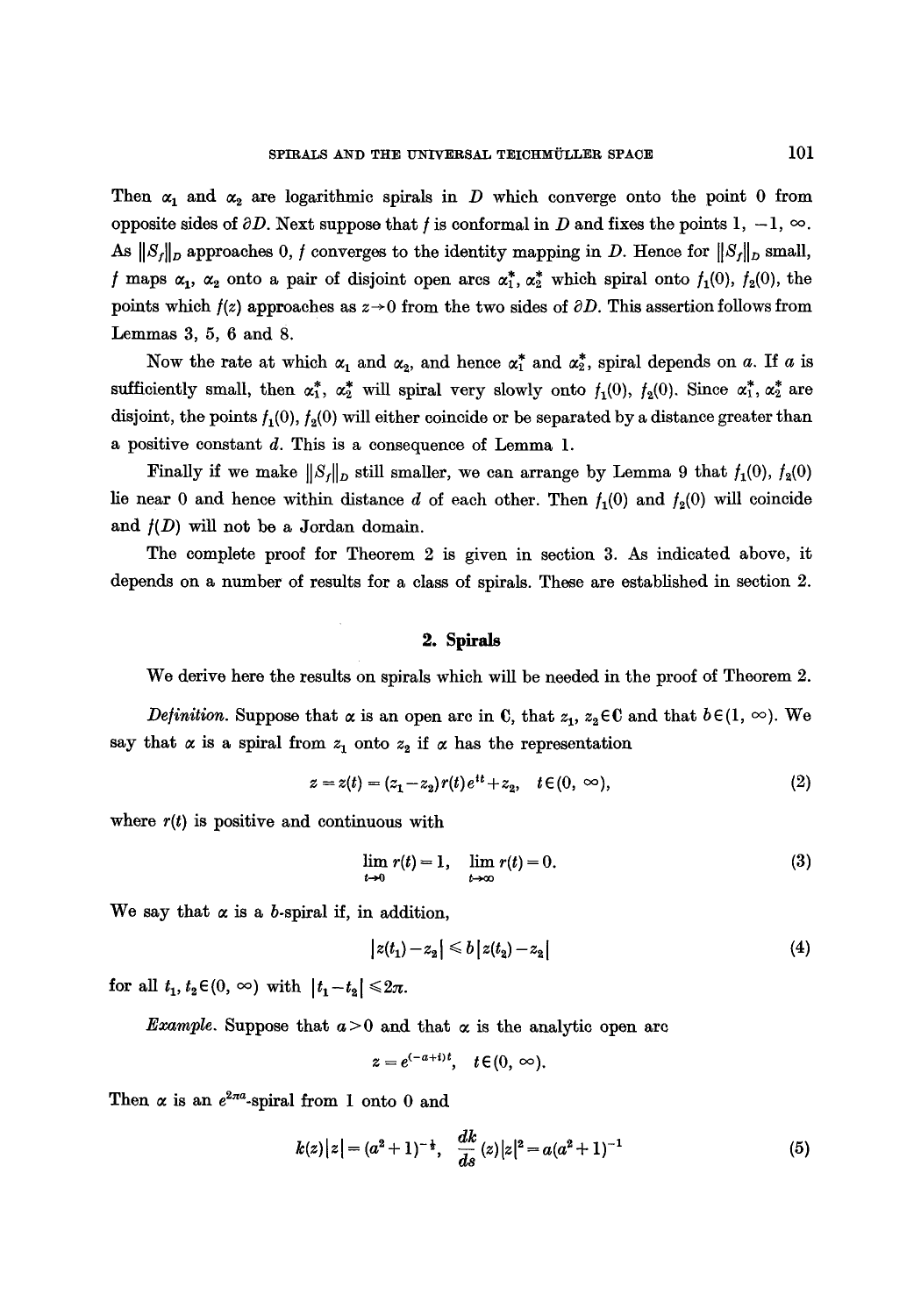Then $\alpha_1$ and $\alpha_2$ are logarithmic spirals in $D$ which converge onto the point 0 from opposite sides of $\partial D$. Next suppose that $f$ is conformal in $D$ and fixes the points $1, -1, \infty$. As $\|S_f\|_D$ approaches 0, $f$ converges to the identity mapping in $D$. Hence for $\|S_f\|_D$ small, $f$ maps $\alpha_1$, $\alpha_2$ onto a pair of disjoint open arcs $\alpha_1^*$, $\alpha_2^*$ which spiral onto $f_1(0)$, $f_2(0)$, the points which $f(z)$ approaches as $z \to 0$ from the two sides of $\partial D$. This assertion follows from Lemmas 3, 5, 6 and 8.

Now the rate at which $\alpha_1$ and $\alpha_2$, and hence $\alpha_1^*$ and $\alpha_2^*$, spiral depends on $a$. If $a$ is sufficiently small, then $\alpha_1^*$, $\alpha_2^*$ will spiral very slowly onto $f_1(0)$, $f_2(0)$. Since $\alpha_1^*$, $\alpha_2^*$ are disjoint, the points $f_1(0)$, $f_2(0)$ will either coincide or be separated by a distance greater than a positive constant $d$. This is a consequence of Lemma 1.

Finally if we make $\|S_f\|_D$ still smaller, we can arrange by Lemma 9 that $f_1(0)$, $f_2(0)$ lie near 0 and hence within distance $d$ of each other. Then $f_1(0)$ and $f_2(0)$ will coincide and $f(D)$ will not be a Jordan domain.

The complete proof for Theorem 2 is given in section 3. As indicated above, it depends on a number of results for a class of spirals. These are established in section 2.

## 2. Spirals

We derive here the results on spirals which will be needed in the proof of Theorem 2.

*Definition.* Suppose that $\alpha$ is an open arc in $\mathbf{C}$, that $z_1, z_2 \in \mathbf{C}$ and that $b \in (1, \infty)$. We say that $\alpha$ is a spiral from $z_1$ onto $z_2$ if $\alpha$ has the representation

$$z = z(t) = (z_1 - z_2) r(t) e^{it} + z_2, \quad t \in (0, \infty), \tag{2}$$

where $r(t)$ is positive and continuous with

$$\lim_{t \to 0} r(t) = 1, \quad \lim_{t \to \infty} r(t) = 0. \tag{3}$$

We say that $\alpha$ is a $b$-spiral if, in addition,

$$|z(t_1) - z_2| \leqslant b\,|z(t_2) - z_2| \tag{4}$$

for all $t_1, t_2 \in (0, \infty)$ with $|t_1 - t_2| \leqslant 2\pi$.

*Example.* Suppose that $a > 0$ and that $\alpha$ is the analytic open arc

$$z = e^{(-a+i)t}, \quad t \in (0, \infty).$$

Then $\alpha$ is an $e^{2\pi a}$-spiral from 1 onto 0 and

$$k(z)|z| = (a^2+1)^{-\frac{1}{2}}, \quad \frac{dk}{ds}(z)|z|^2 = a(a^2+1)^{-1} \tag{5}$$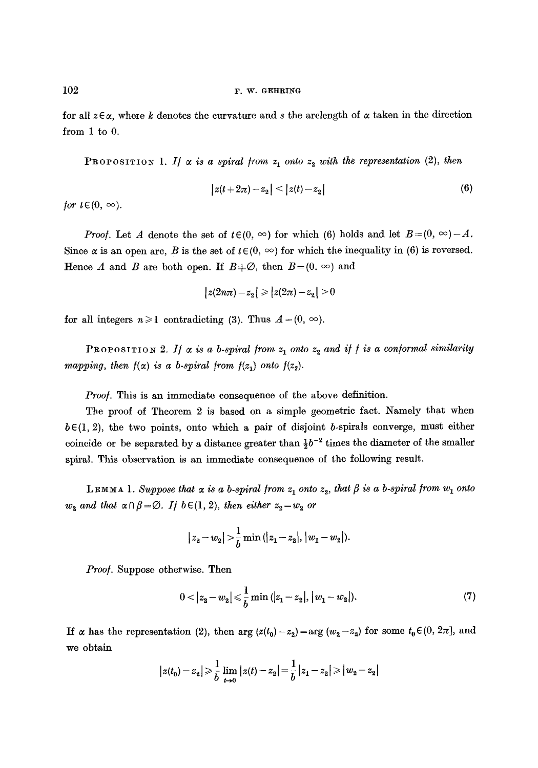for all $z \in \alpha$, where $k$ denotes the curvature and $s$ the arclength of $\alpha$ taken in the direction from 1 to 0.

PROPOSITION 1. *If $\alpha$ is a spiral from $z_1$ onto $z_2$ with the representation* (2), *then*

$$|z(t+2\pi)-z_2| < |z(t)-z_2| \tag{6}$$

*for $t \in (0, \infty)$.*

*Proof.* Let $A$ denote the set of $t \in (0, \infty)$ for which (6) holds and let $B=(0, \infty)-A$. Since $\alpha$ is an open arc, $B$ is the set of $t \in (0, \infty)$ for which the inequality in (6) is reversed. Hence $A$ and $B$ are both open. If $B \neq \emptyset$, then $B=(0, \infty)$ and

$$|z(2n\pi)-z_2| \geqslant |z(2\pi)-z_2| > 0$$

for all integers $n \geqslant 1$ contradicting (3). Thus $A=(0, \infty)$.

PROPOSITION 2. *If $\alpha$ is a $b$-spiral from $z_1$ onto $z_2$ and if $f$ is a conformal similarity mapping, then $f(\alpha)$ is a $b$-spiral from $f(z_1)$ onto $f(z_2)$.*

*Proof.* This is an immediate consequence of the above definition.

The proof of Theorem 2 is based on a simple geometric fact. Namely that when $b \in (1, 2)$, the two points, onto which a pair of disjoint $b$-spirals converge, must either coincide or be separated by a distance greater than $\frac{1}{2}b^{-2}$ times the diameter of the smaller spiral. This observation is an immediate consequence of the following result.

LEMMA 1. *Suppose that $\alpha$ is a $b$-spiral from $z_1$ onto $z_2$, that $\beta$ is a $b$-spiral from $w_1$ onto $w_2$ and that $\alpha \cap \beta = \emptyset$. If $b \in (1, 2)$, then either $z_2 = w_2$ or*

$$|z_2 - w_2| > \frac{1}{b}\min(|z_1 - z_2|, |w_1 - w_2|).$$

*Proof.* Suppose otherwise. Then

$$0 < |z_2 - w_2| \leqslant \frac{1}{b}\min(|z_1 - z_2|, |w_1 - w_2|). \tag{7}$$

If $\alpha$ has the representation (2), then $\arg(z(t_0)-z_2) = \arg(w_2 - z_2)$ for some $t_0 \in (0, 2\pi]$, and we obtain

$$|z(t_0) - z_2| \geqslant \frac{1}{b}\lim_{t \to 0}|z(t) - z_2| = \frac{1}{b}|z_1 - z_2| \geqslant |w_2 - z_2|$$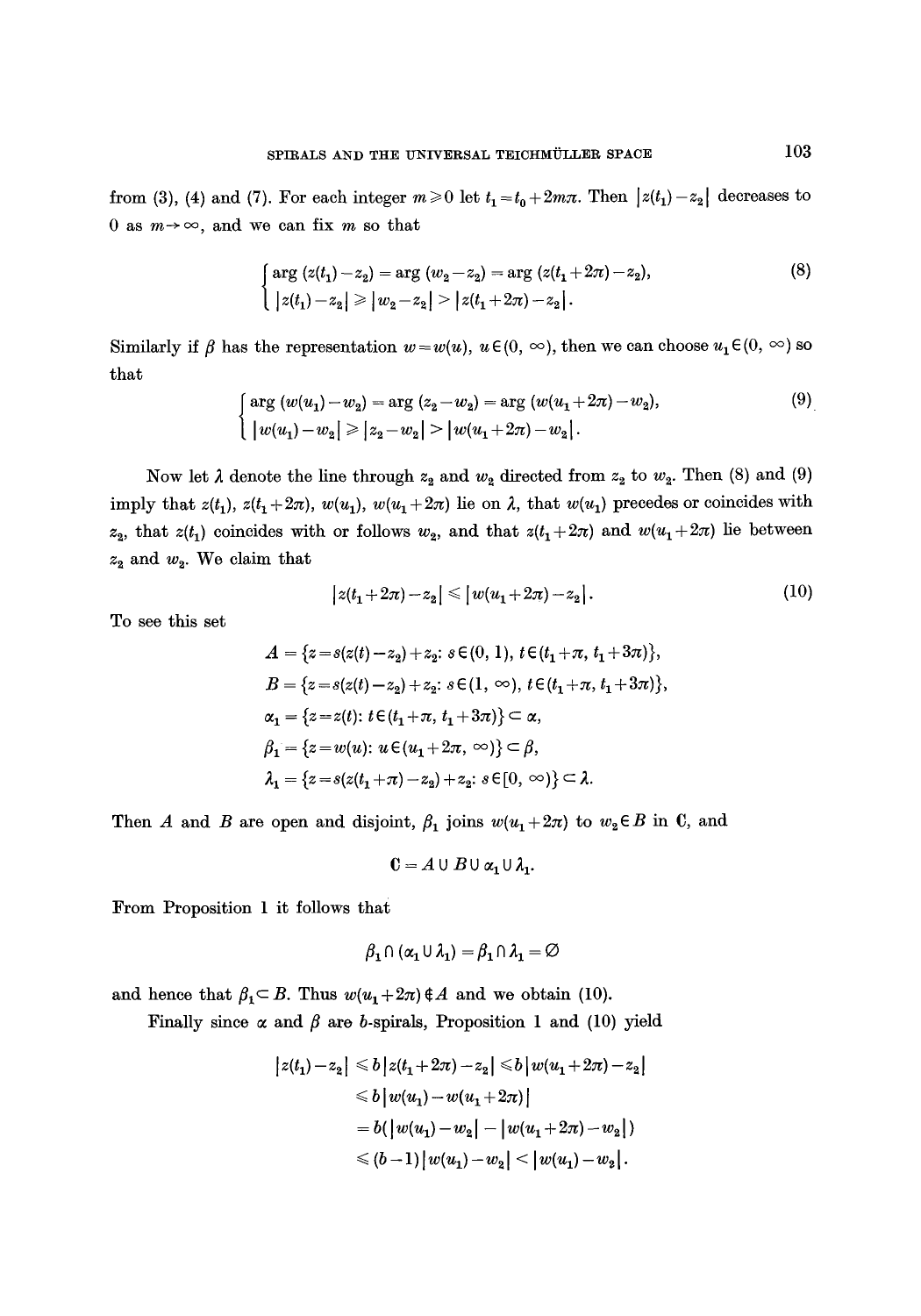from (3), (4) and (7). For each integer $m \geq 0$ let $t_1 = t_0 + 2m\pi$. Then $|z(t_1) - z_2|$ decreases to 0 as $m \to \infty$, and we can fix $m$ so that

$$\begin{cases} \arg(z(t_1) - z_2) = \arg(w_2 - z_2) = \arg(z(t_1 + 2\pi) - z_2), \\ |z(t_1) - z_2| \geq |w_2 - z_2| > |z(t_1 + 2\pi) - z_2|. \end{cases} \tag{8}$$

Similarly if $\beta$ has the representation $w = w(u)$, $u \in (0, \infty)$, then we can choose $u_1 \in (0, \infty)$ so that

$$\begin{cases} \arg(w(u_1) - w_2) = \arg(z_2 - w_2) = \arg(w(u_1 + 2\pi) - w_2), \\ |w(u_1) - w_2| \geq |z_2 - w_2| > |w(u_1 + 2\pi) - w_2|. \end{cases} \tag{9}$$

Now let $\lambda$ denote the line through $z_2$ and $w_2$ directed from $z_2$ to $w_2$. Then (8) and (9) imply that $z(t_1)$, $z(t_1 + 2\pi)$, $w(u_1)$, $w(u_1 + 2\pi)$ lie on $\lambda$, that $w(u_1)$ precedes or coincides with $z_2$, that $z(t_1)$ coincides with or follows $w_2$, and that $z(t_1 + 2\pi)$ and $w(u_1 + 2\pi)$ lie between $z_2$ and $w_2$. We claim that

$$|z(t_1 + 2\pi) - z_2| \leq |w(u_1 + 2\pi) - z_2|. \tag{10}$$

To see this set

$$A = \{z = s(z(t) - z_2) + z_2 : s \in (0, 1),\ t \in (t_1 + \pi, t_1 + 3\pi)\},$$

$$B = \{z = s(z(t) - z_2) + z_2 : s \in (1, \infty),\ t \in (t_1 + \pi, t_1 + 3\pi)\},$$

$$\alpha_1 = \{z = z(t) : t \in (t_1 + \pi, t_1 + 3\pi)\} \subset \alpha,$$

$$\beta_1 = \{z = w(u) : u \in (u_1 + 2\pi, \infty)\} \subset \beta,$$

$$\lambda_1 = \{z = s(z(t_1 + \pi) - z_2) + z_2 : s \in [0, \infty)\} \subset \lambda.$$

Then $A$ and $B$ are open and disjoint, $\beta_1$ joins $w(u_1 + 2\pi)$ to $w_2 \in B$ in $\mathbf{C}$, and

$$\mathbf{C} = A \cup B \cup \alpha_1 \cup \lambda_1.$$

From Proposition 1 it follows that

$$\beta_1 \cap (\alpha_1 \cup \lambda_1) = \beta_1 \cap \lambda_1 = \emptyset$$

and hence that $\beta_1 \subset B$. Thus $w(u_1 + 2\pi) \notin A$ and we obtain (10).

Finally since $\alpha$ and $\beta$ are $b$-spirals, Proposition 1 and (10) yield

$$\begin{aligned} |z(t_1) - z_2| &\leq b\,|z(t_1 + 2\pi) - z_2| \leq b\,|w(u_1 + 2\pi) - z_2| \\ &\leq b\,|w(u_1) - w(u_1 + 2\pi)| \\ &= b(|w(u_1) - w_2| - |w(u_1 + 2\pi) - w_2|) \\ &\leq (b - 1)\,|w(u_1) - w_2| < |w(u_1) - w_2|. \end{aligned}$$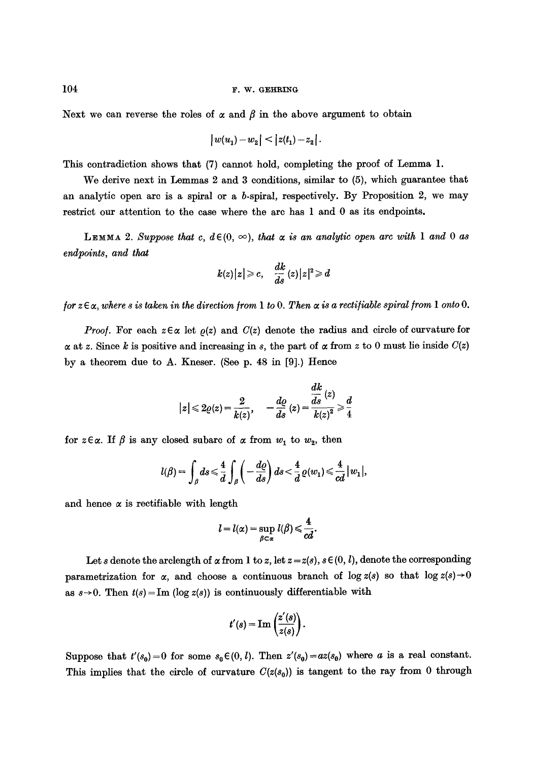Next we can reverse the roles of $\alpha$ and $\beta$ in the above argument to obtain

$$|w(u_1) - w_2| < |z(t_1) - z_2|.$$

This contradiction shows that (7) cannot hold, completing the proof of Lemma 1.

We derive next in Lemmas 2 and 3 conditions, similar to (5), which guarantee that an analytic open arc is a spiral or a $b$-spiral, respectively. By Proposition 2, we may restrict our attention to the case where the arc has 1 and 0 as its endpoints.

LEMMA 2. *Suppose that* $c, d \in (0, \infty)$, *that* $\alpha$ *is an analytic open arc with* 1 *and* 0 *as endpoints, and that*

$$k(z)|z| \geqslant c, \quad \frac{dk}{ds}(z)|z|^2 \geqslant d$$

*for* $z \in \alpha$, *where* $s$ *is taken in the direction from* 1 *to* 0. *Then* $\alpha$ *is a rectifiable spiral from* 1 *onto* 0.

*Proof.* For each $z \in \alpha$ let $\varrho(z)$ and $C(z)$ denote the radius and circle of curvature for $\alpha$ at $z$. Since $k$ is positive and increasing in $s$, the part of $\alpha$ from $z$ to 0 must lie inside $C(z)$ by a theorem due to A. Kneser. (See p. 48 in [9].) Hence

$$|z| \leqslant 2\varrho(z) = \frac{2}{k(z)}, \quad -\frac{d\varrho}{ds}(z) = \frac{\dfrac{dk}{ds}(z)}{k(z)^2} \geqslant \frac{d}{4}$$

for $z \in \alpha$. If $\beta$ is any closed subarc of $\alpha$ from $w_1$ to $w_2$, then

$$l(\beta) = \int_\beta ds \leqslant \frac{4}{d} \int_\beta \left(-\frac{d\varrho}{ds}\right) ds < \frac{4}{d}\varrho(w_1) \leqslant \frac{4}{cd}|w_1|,$$

and hence $\alpha$ is rectifiable with length

$$l = l(\alpha) = \sup_{\beta \subset \alpha} l(\beta) \leqslant \frac{4}{cd}.$$

Let $s$ denote the arclength of $\alpha$ from 1 to $z$, let $z = z(s)$, $s \in (0, l)$, denote the corresponding parametrization for $\alpha$, and choose a continuous branch of $\log z(s)$ so that $\log z(s) \to 0$ as $s \to 0$. Then $t(s) = \operatorname{Im}(\log z(s))$ is continuously differentiable with

$$t'(s) = \operatorname{Im}\left(\frac{z'(s)}{z(s)}\right).$$

Suppose that $t'(s_0) = 0$ for some $s_0 \in (0, l)$. Then $z'(s_0) = az(s_0)$ where $a$ is a real constant. This implies that the circle of curvature $C(z(s_0))$ is tangent to the ray from 0 through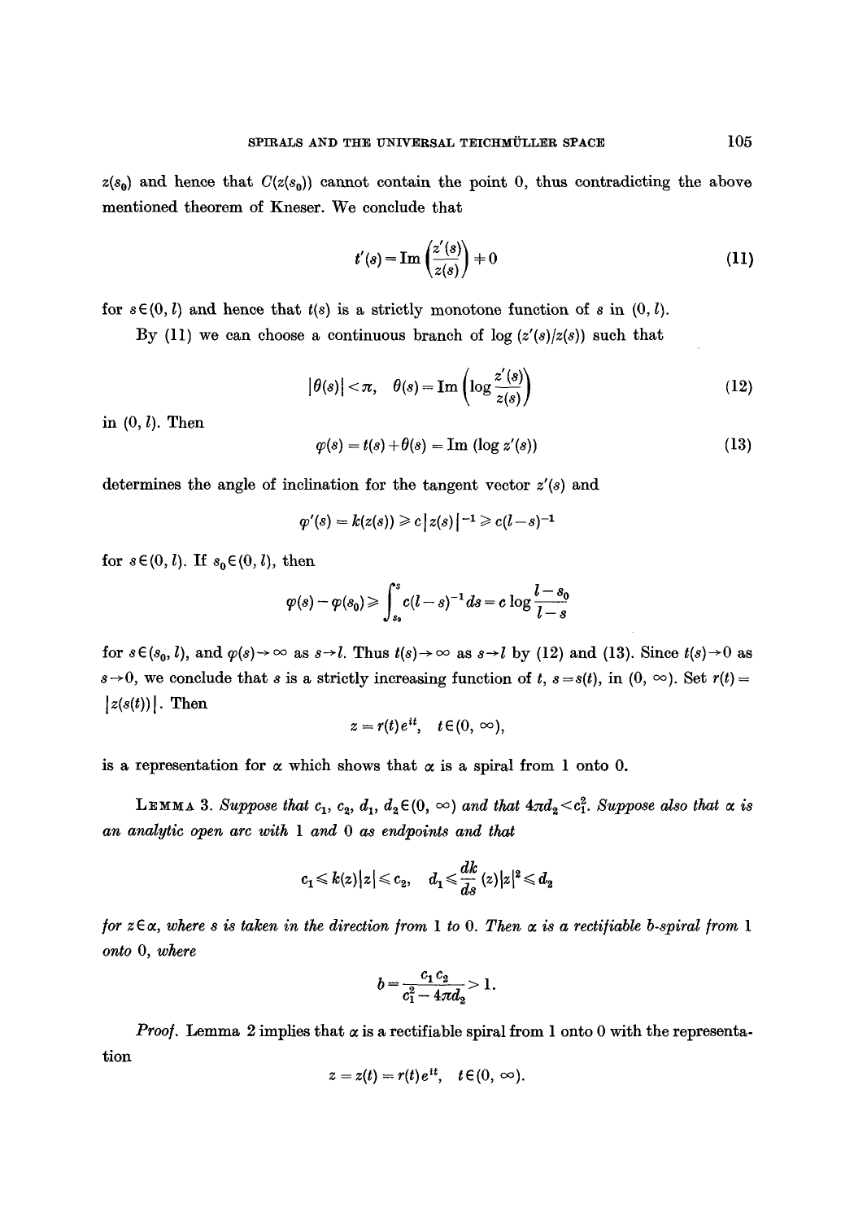$z(s_0)$ and hence that $C(z(s_0))$ cannot contain the point 0, thus contradicting the above mentioned theorem of Kneser. We conclude that

$$t'(s) = \operatorname{Im}\left(\frac{z'(s)}{z(s)}\right) \neq 0 \tag{11}$$

for $s \in (0, l)$ and hence that $t(s)$ is a strictly monotone function of $s$ in $(0, l)$.

By (11) we can choose a continuous branch of $\log(z'(s)/z(s))$ such that

$$|\theta(s)| < \pi, \quad \theta(s) = \operatorname{Im}\left(\log \frac{z'(s)}{z(s)}\right) \tag{12}$$

in $(0, l)$. Then

$$\varphi(s) = t(s) + \theta(s) = \operatorname{Im}(\log z'(s)) \tag{13}$$

determines the angle of inclination for the tangent vector $z'(s)$ and

$$\varphi'(s) = k(z(s)) \geqslant c\,|z(s)|^{-1} \geqslant c(l-s)^{-1}$$

for $s \in (0, l)$. If $s_0 \in (0, l)$, then

$$\varphi(s) - \varphi(s_0) \geqslant \int_{s_0}^{s} c(l-s)^{-1}\,ds = c \log \frac{l - s_0}{l - s}$$

for $s \in (s_0, l)$, and $\varphi(s) \to \infty$ as $s \to l$. Thus $t(s) \to \infty$ as $s \to l$ by (12) and (13). Since $t(s) \to 0$ as $s \to 0$, we conclude that $s$ is a strictly increasing function of $t$, $s = s(t)$, in $(0, \infty)$. Set $r(t) = |z(s(t))|$. Then

$$z = r(t)e^{it}, \quad t \in (0, \infty),$$

is a representation for $\alpha$ which shows that $\alpha$ is a spiral from 1 onto 0.

**Lemma 3.** *Suppose that $c_1, c_2, d_1, d_2 \in (0, \infty)$ and that $4\pi d_2 < c_1^2$. Suppose also that $\alpha$ is an analytic open arc with 1 and 0 as endpoints and that*

$$c_1 \leqslant k(z)|z| \leqslant c_2, \quad d_1 \leqslant \frac{dk}{ds}(z)|z|^2 \leqslant d_2$$

*for $z \in \alpha$, where $s$ is taken in the direction from 1 to 0. Then $\alpha$ is a rectifiable $b$-spiral from 1 onto 0, where*

$$b = \frac{c_1 c_2}{c_1^2 - 4\pi d_2} > 1.$$

*Proof.* Lemma 2 implies that $\alpha$ is a rectifiable spiral from 1 onto 0 with the representation

$$z = z(t) = r(t)e^{it}, \quad t \in (0, \infty).$$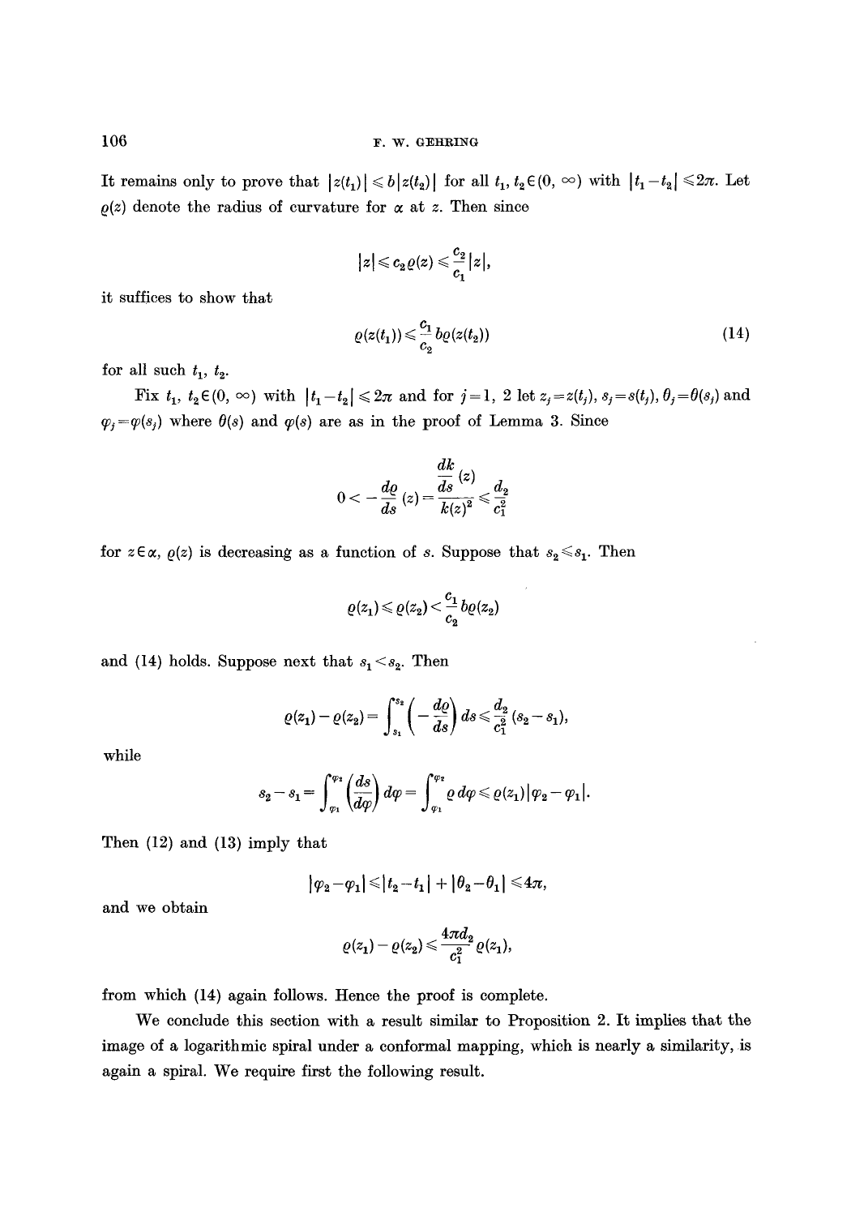It remains only to prove that $|z(t_1)| \leqslant b|z(t_2)|$ for all $t_1, t_2 \in (0, \infty)$ with $|t_1 - t_2| \leqslant 2\pi$. Let $\varrho(z)$ denote the radius of curvature for $\alpha$ at $z$. Then since

$$|z| \leqslant c_2 \varrho(z) \leqslant \frac{c_2}{c_1}|z|,$$

it suffices to show that

$$\varrho(z(t_1)) \leqslant \frac{c_1}{c_2} b \varrho(z(t_2)) \tag{14}$$

for all such $t_1, t_2$.

Fix $t_1, t_2 \in (0, \infty)$ with $|t_1 - t_2| \leqslant 2\pi$ and for $j = 1, 2$ let $z_j = z(t_j)$, $s_j = s(t_j)$, $\theta_j = \theta(s_j)$ and $\varphi_j = \varphi(s_j)$ where $\theta(s)$ and $\varphi(s)$ are as in the proof of Lemma 3. Since

$$0 < -\frac{d\varrho}{ds}(z) = \frac{\dfrac{dk}{ds}(z)}{k(z)^2} \leqslant \frac{d_2}{c_1^2}$$

for $z \in \alpha$, $\varrho(z)$ is decreasing as a function of $s$. Suppose that $s_2 \leqslant s_1$. Then

$$\varrho(z_1) \leqslant \varrho(z_2) < \frac{c_1}{c_2} b \varrho(z_2)$$

and (14) holds. Suppose next that $s_1 < s_2$. Then

$$\varrho(z_1) - \varrho(z_2) = \int_{s_1}^{s_2} \left(-\frac{d\varrho}{ds}\right) ds \leqslant \frac{d_2}{c_1^2}(s_2 - s_1),$$

while

$$s_2 - s_1 = \int_{\varphi_1}^{\varphi_2} \left(\frac{ds}{d\varphi}\right) d\varphi = \int_{\varphi_1}^{\varphi_2} \varrho \, d\varphi \leqslant \varrho(z_1)|\varphi_2 - \varphi_1|.$$

Then (12) and (13) imply that

$$|\varphi_2 - \varphi_1| \leqslant |t_2 - t_1| + |\theta_2 - \theta_1| \leqslant 4\pi,$$

and we obtain

$$\varrho(z_1) - \varrho(z_2) \leqslant \frac{4\pi d_2}{c_1^2} \varrho(z_1),$$

from which (14) again follows. Hence the proof is complete.

We conclude this section with a result similar to Proposition 2. It implies that the image of a logarithmic spiral under a conformal mapping, which is nearly a similarity, is again a spiral. We require first the following result.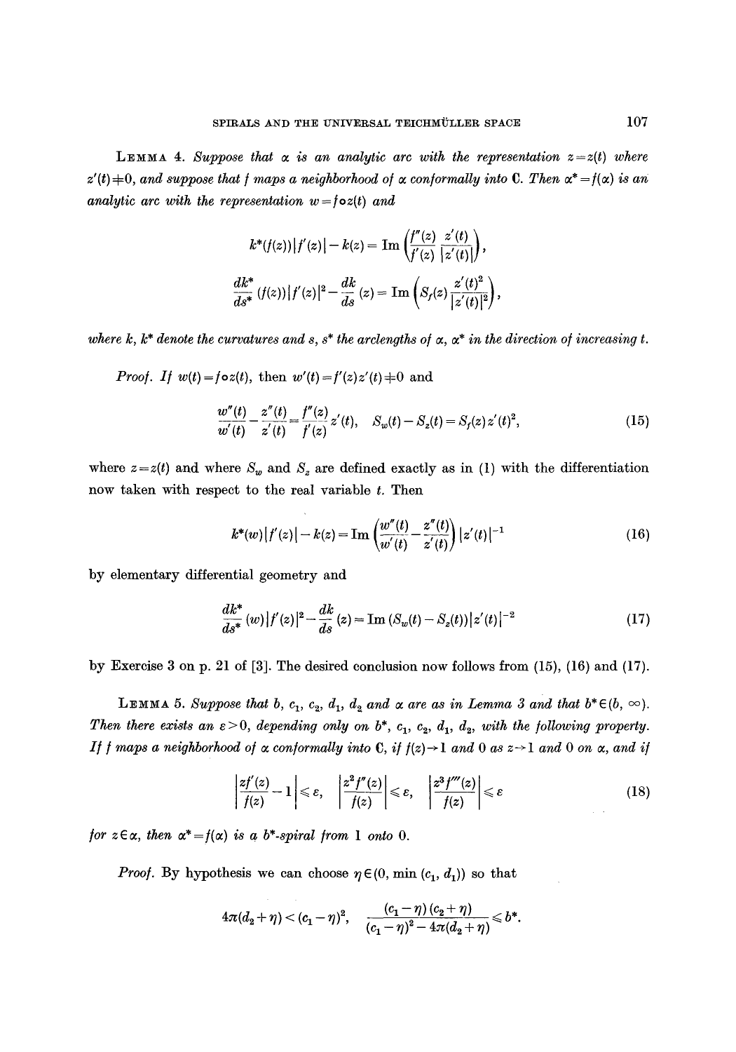**Lemma 4.** *Suppose that $\alpha$ is an analytic arc with the representation $z = z(t)$ where $z'(t) \neq 0$, and suppose that $f$ maps a neighborhood of $\alpha$ conformally into $\mathbf{C}$. Then $\alpha^* = f(\alpha)$ is an analytic arc with the representation $w = f \circ z(t)$ and*

$$k^*(f(z))\,|f'(z)| - k(z) = \operatorname{Im}\left(\frac{f''(z)}{f'(z)}\,\frac{z'(t)}{|z'(t)|}\right),$$

$$\frac{dk^*}{ds^*}(f(z))\,|f'(z)|^2 - \frac{dk}{ds}(z) = \operatorname{Im}\left(S_f(z)\,\frac{z'(t)^2}{|z'(t)|^2}\right),$$

*where $k$, $k^*$ denote the curvatures and $s$, $s^*$ the arclengths of $\alpha$, $\alpha^*$ in the direction of increasing $t$.*

*Proof.* If $w(t) = f \circ z(t)$, then $w'(t) = f'(z)z'(t) \neq 0$ and

$$\frac{w''(t)}{w'(t)} - \frac{z''(t)}{z'(t)} = \frac{f''(z)}{f'(z)}\,z'(t), \quad S_w(t) - S_z(t) = S_f(z)\,z'(t)^2, \tag{15}$$

where $z = z(t)$ and where $S_w$ and $S_z$ are defined exactly as in (1) with the differentiation now taken with respect to the real variable $t$. Then

$$k^*(w)\,|f'(z)| - k(z) = \operatorname{Im}\left(\frac{w''(t)}{w'(t)} - \frac{z''(t)}{z'(t)}\right)|z'(t)|^{-1} \tag{16}$$

by elementary differential geometry and

$$\frac{dk^*}{ds^*}(w)\,|f'(z)|^2 - \frac{dk}{ds}(z) = \operatorname{Im}\left(S_w(t) - S_z(t)\right)|z'(t)|^{-2} \tag{17}$$

by Exercise 3 on p. 21 of [3]. The desired conclusion now follows from (15), (16) and (17).

**Lemma 5.** *Suppose that $b$, $c_1$, $c_2$, $d_1$, $d_2$ and $\alpha$ are as in Lemma 3 and that $b^* \in (b, \infty)$. Then there exists an $\varepsilon > 0$, depending only on $b^*$, $c_1$, $c_2$, $d_1$, $d_2$, with the following property. If $f$ maps a neighborhood of $\alpha$ conformally into $\mathbf{C}$, if $f(z) \to 1$ and $0$ as $z \to 1$ and $0$ on $\alpha$, and if*

$$\left|\frac{zf'(z)}{f(z)} - 1\right| \leqslant \varepsilon, \quad \left|\frac{z^2 f''(z)}{f(z)}\right| \leqslant \varepsilon, \quad \left|\frac{z^3 f'''(z)}{f(z)}\right| \leqslant \varepsilon \tag{18}$$

*for $z \in \alpha$, then $\alpha^* = f(\alpha)$ is a $b^*$-spiral from $1$ onto $0$.*

*Proof.* By hypothesis we can choose $\eta \in (0, \min(c_1, d_1))$ so that

$$4\pi(d_2 + \eta) < (c_1 - \eta)^2, \quad \frac{(c_1 - \eta)(c_2 + \eta)}{(c_1 - \eta)^2 - 4\pi(d_2 + \eta)} \leqslant b^*.$$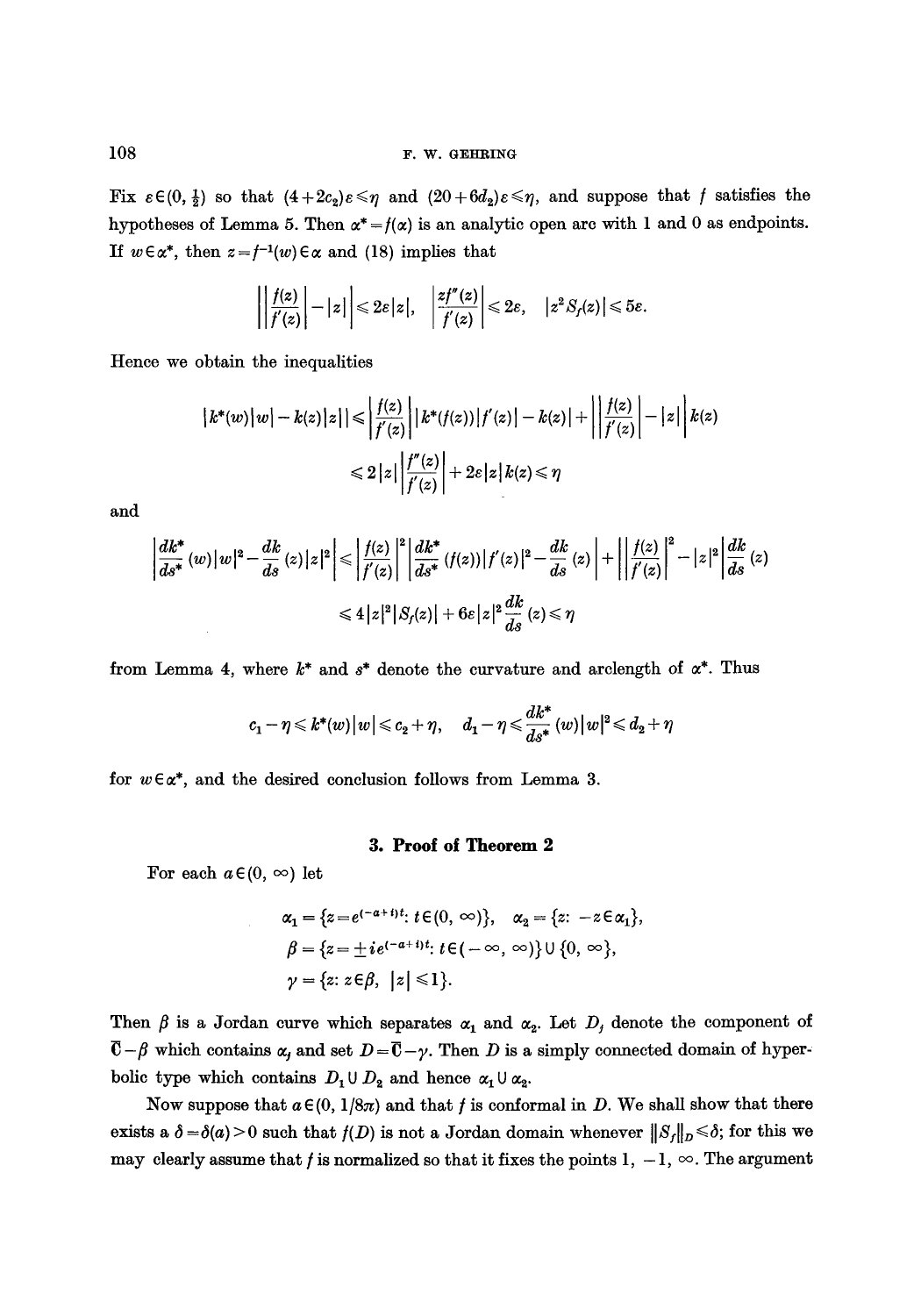Fix $\varepsilon \in (0, \frac{1}{2})$ so that $(4+2c_2)\varepsilon \leqslant \eta$ and $(20+6d_2)\varepsilon \leqslant \eta$, and suppose that $f$ satisfies the hypotheses of Lemma 5. Then $\alpha^* = f(\alpha)$ is an analytic open arc with 1 and 0 as endpoints. If $w \in \alpha^*$, then $z = f^{-1}(w) \in \alpha$ and (18) implies that

$$\left| \left| \frac{f(z)}{f'(z)} \right| - |z| \right| \leqslant 2\varepsilon |z|, \quad \left| \frac{zf''(z)}{f'(z)} \right| \leqslant 2\varepsilon, \quad |z^2 S_f(z)| \leqslant 5\varepsilon.$$

Hence we obtain the inequalities

$$\begin{aligned} |k^*(w)|w| - k(z)|z|| &\leqslant \left| \frac{f(z)}{f'(z)} \right| |k^*(f(z))|f'(z)| - k(z)| + \left| \left| \frac{f(z)}{f'(z)} \right| - |z| \right| k(z) \\ &\leqslant 2|z| \left| \frac{f''(z)}{f'(z)} \right| + 2\varepsilon |z| k(z) \leqslant \eta \end{aligned}$$

and

$$\begin{aligned} \left| \frac{dk^*}{ds^*}(w)|w|^2 - \frac{dk}{ds}(z)|z|^2 \right| &\leqslant \left| \frac{f(z)}{f'(z)} \right|^2 \left| \frac{dk^*}{ds^*}(f(z))|f'(z)|^2 - \frac{dk}{ds}(z) \right| + \left| \left| \frac{f(z)}{f'(z)} \right|^2 - |z|^2 \right| \frac{dk}{ds}(z) \\ &\leqslant 4|z|^2 |S_f(z)| + 6\varepsilon |z|^2 \frac{dk}{ds}(z) \leqslant \eta \end{aligned}$$

from Lemma 4, where $k^*$ and $s^*$ denote the curvature and arclength of $\alpha^*$. Thus

$$c_1 - \eta \leqslant k^*(w)|w| \leqslant c_2 + \eta, \quad d_1 - \eta \leqslant \frac{dk^*}{ds^*}(w)|w|^2 \leqslant d_2 + \eta$$

for $w \in \alpha^*$, and the desired conclusion follows from Lemma 3.

## 3. Proof of Theorem 2

For each $a \in (0, \infty)$ let

$$\begin{aligned} \alpha_1 &= \{z = e^{(-a+i)t} : t \in (0, \infty)\}, \quad \alpha_2 = \{z : -z \in \alpha_1\}, \\ \beta &= \{z = \pm i e^{(-a+i)t} : t \in (-\infty, \infty)\} \cup \{0, \infty\}, \\ \gamma &= \{z : z \in \beta, \ |z| \leqslant 1\}. \end{aligned}$$

Then $\beta$ is a Jordan curve which separates $\alpha_1$ and $\alpha_2$. Let $D_j$ denote the component of $\bar{\mathbf{C}} - \beta$ which contains $\alpha_j$ and set $D = \bar{\mathbf{C}} - \gamma$. Then $D$ is a simply connected domain of hyperbolic type which contains $D_1 \cup D_2$ and hence $\alpha_1 \cup \alpha_2$.

Now suppose that $a \in (0, 1/8\pi)$ and that $f$ is conformal in $D$. We shall show that there exists a $\delta = \delta(a) > 0$ such that $f(D)$ is not a Jordan domain whenever $\|S_f\|_D \leqslant \delta$; for this we may clearly assume that $f$ is normalized so that it fixes the points $1, -1, \infty$. The argument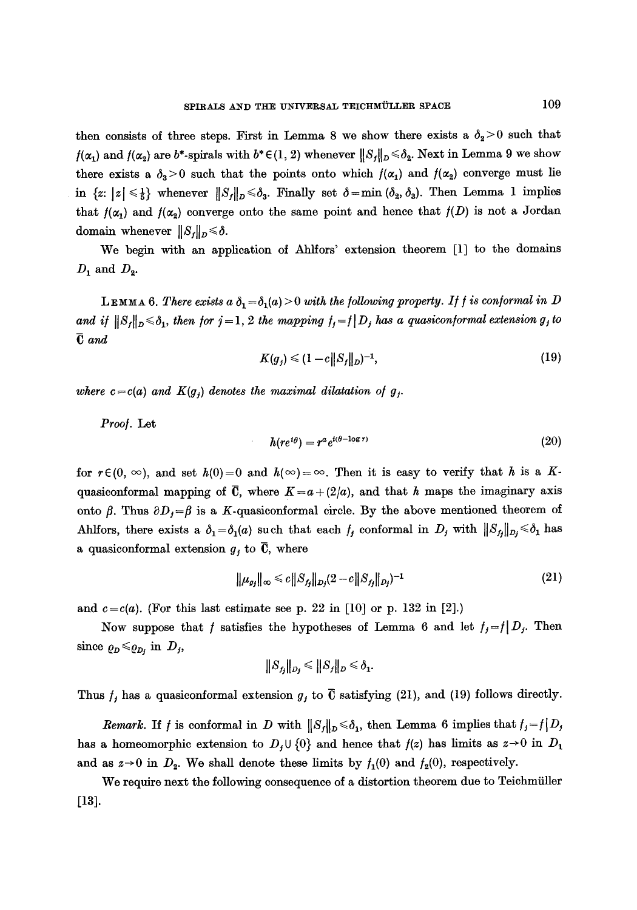then consists of three steps. First in Lemma 8 we show there exists a $\delta_2>0$ such that $f(\alpha_1)$ and $f(\alpha_2)$ are $b^*$-spirals with $b^*\in(1,2)$ whenever $\|S_f\|_D\leqslant\delta_2$. Next in Lemma 9 we show there exists a $\delta_3>0$ such that the points onto which $f(\alpha_1)$ and $f(\alpha_2)$ converge must lie in $\{z: |z|\leqslant\frac{1}{8}\}$ whenever $\|S_f\|_D\leqslant\delta_3$. Finally set $\delta=\min(\delta_2,\delta_3)$. Then Lemma 1 implies that $f(\alpha_1)$ and $f(\alpha_2)$ converge onto the same point and hence that $f(D)$ is not a Jordan domain whenever $\|S_f\|_D\leqslant\delta$.

We begin with an application of Ahlfors' extension theorem [1] to the domains $D_1$ and $D_2$.

LEMMA 6. *There exists a $\delta_1=\delta_1(a)>0$ with the following property. If $f$ is conformal in $D$ and if $\|S_f\|_D\leqslant\delta_1$, then for $j=1,2$ the mapping $f_j=f\,|\,D_j$ has a quasiconformal extension $g_j$ to $\bar{\mathbf{C}}$ and*

$$K(g_j)\leqslant(1-c\|S_f\|_D)^{-1}, \tag{19}$$

*where $c=c(a)$ and $K(g_j)$ denotes the maximal dilatation of $g_j$.*

*Proof.* Let

$$h(re^{i\theta})=r^a e^{i(\theta-\log r)} \tag{20}$$

for $r\in(0,\infty)$, and set $h(0)=0$ and $h(\infty)=\infty$. Then it is easy to verify that $h$ is a $K$-quasiconformal mapping of $\bar{\mathbf{C}}$, where $K=a+(2/a)$, and that $h$ maps the imaginary axis onto $\beta$. Thus $\partial D_j=\beta$ is a $K$-quasiconformal circle. By the above mentioned theorem of Ahlfors, there exists a $\delta_1=\delta_1(a)$ such that each $f_j$ conformal in $D_j$ with $\|S_{f_j}\|_{D_j}\leqslant\delta_1$ has a quasiconformal extension $g_j$ to $\bar{\mathbf{C}}$, where

$$\|\mu_{g_j}\|_\infty\leqslant c\|S_{f_j}\|_{D_j}(2-c\|S_{f_j}\|_{D_j})^{-1} \tag{21}$$

and $c=c(a)$. (For this last estimate see p. 22 in [10] or p. 132 in [2].)

Now suppose that $f$ satisfies the hypotheses of Lemma 6 and let $f_j=f\,|\,D_j$. Then since $\varrho_D\leqslant\varrho_{D_j}$ in $D_j$,

$$\|S_{f_j}\|_{D_j}\leqslant\|S_f\|_D\leqslant\delta_1.$$

Thus $f_j$ has a quasiconformal extension $g_j$ to $\bar{\mathbf{C}}$ satisfying (21), and (19) follows directly.

*Remark.* If $f$ is conformal in $D$ with $\|S_f\|_D\leqslant\delta_1$, then Lemma 6 implies that $f_j=f\,|\,D_j$ has a homeomorphic extension to $D_j\cup\{0\}$ and hence that $f(z)$ has limits as $z\to0$ in $D_1$ and as $z\to0$ in $D_2$. We shall denote these limits by $f_1(0)$ and $f_2(0)$, respectively.

We require next the following consequence of a distortion theorem due to Teichmüller [13].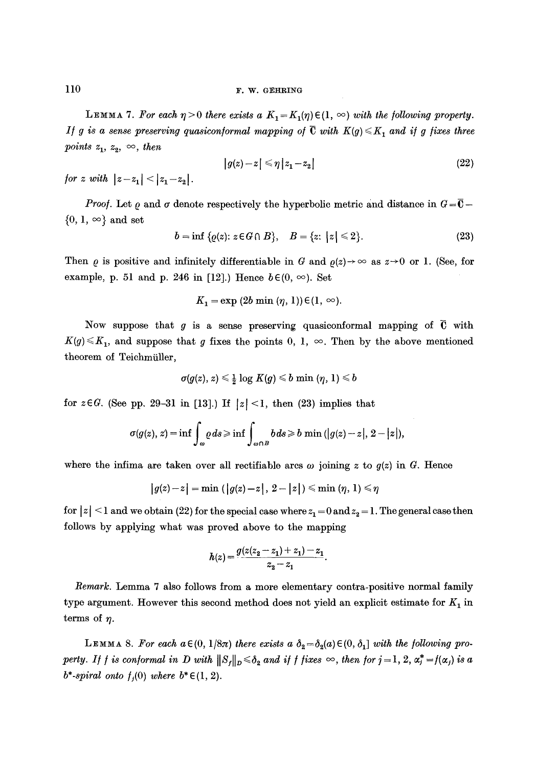**Lemma 7.** *For each $\eta > 0$ there exists a $K_1 = K_1(\eta) \in (1, \infty)$ with the following property. If $g$ is a sense preserving quasiconformal mapping of $\bar{\mathbf{C}}$ with $K(g) \leq K_1$ and if $g$ fixes three points $z_1$, $z_2$, $\infty$, then*

$$|g(z) - z| \leq \eta |z_1 - z_2| \tag{22}$$

*for $z$ with $|z - z_1| < |z_1 - z_2|$.*

*Proof.* Let $\varrho$ and $\sigma$ denote respectively the hyperbolic metric and distance in $G = \bar{\mathbf{C}} - \{0, 1, \infty\}$ and set

$$b = \inf \{\varrho(z): z \in G \cap B\}, \quad B = \{z: |z| \leq 2\}. \tag{23}$$

Then $\varrho$ is positive and infinitely differentiable in $G$ and $\varrho(z) \to \infty$ as $z \to 0$ or $1$. (See, for example, p. 51 and p. 246 in [12].) Hence $b \in (0, \infty)$. Set

$$K_1 = \exp(2b \min(\eta, 1)) \in (1, \infty).$$

Now suppose that $g$ is a sense preserving quasiconformal mapping of $\bar{\mathbf{C}}$ with $K(g) \leq K_1$, and suppose that $g$ fixes the points $0, 1, \infty$. Then by the above mentioned theorem of Teichmüller,

$$\sigma(g(z), z) \leq \tfrac{1}{2} \log K(g) \leq b \min(\eta, 1) \leq b$$

for $z \in G$. (See pp. 29–31 in [13].) If $|z| < 1$, then (23) implies that

$$\sigma(g(z), z) = \inf \int_\omega \varrho \, ds \geq \inf \int_{\omega \cap B} b \, ds \geq b \min(|g(z) - z|, 2 - |z|),$$

where the infima are taken over all rectifiable arcs $\omega$ joining $z$ to $g(z)$ in $G$. Hence

$$|g(z) - z| = \min(|g(z) - z|, 2 - |z|) \leq \min(\eta, 1) \leq \eta$$

for $|z| < 1$ and we obtain (22) for the special case where $z_1 = 0$ and $z_2 = 1$. The general case then follows by applying what was proved above to the mapping

$$h(z) = \frac{g(z(z_2 - z_1) + z_1) - z_1}{z_2 - z_1}.$$

*Remark.* Lemma 7 also follows from a more elementary contra-positive normal family type argument. However this second method does not yield an explicit estimate for $K_1$ in terms of $\eta$.

**Lemma 8.** *For each $a \in (0, 1/8\pi)$ there exists a $\delta_2 = \delta_2(a) \in (0, \delta_1]$ with the following property. If $f$ is conformal in $D$ with $\|S_f\|_D \leq \delta_2$ and if $f$ fixes $\infty$, then for $j = 1, 2$, $\alpha_j^* = f(\alpha_j)$ is a $b^*$-spiral onto $f_j(0)$ where $b^* \in (1, 2)$.*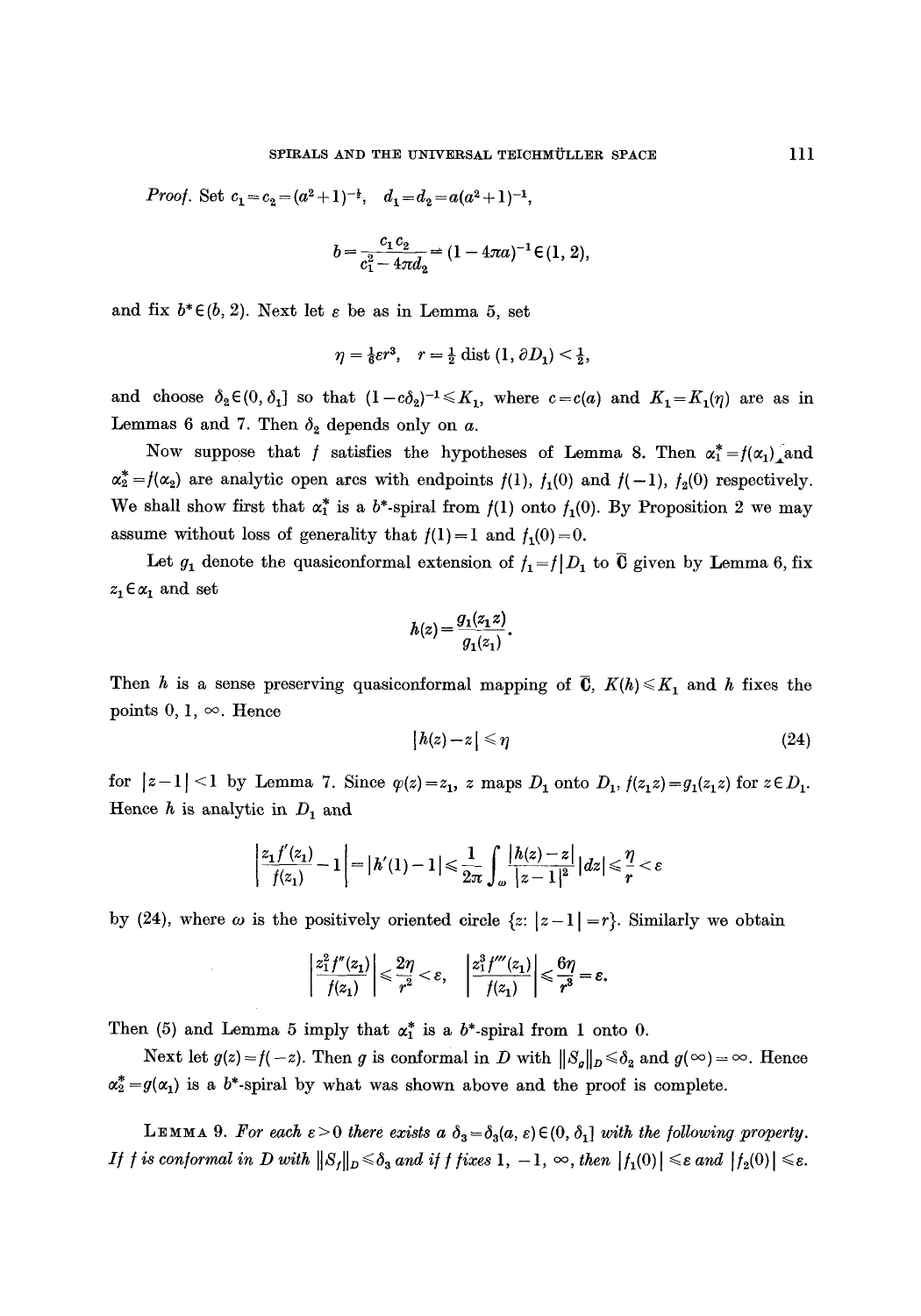*Proof.* Set $c_1 = c_2 = (a^2+1)^{-\frac{1}{2}}$, $d_1 = d_2 = a(a^2+1)^{-1}$,

$$b = \frac{c_1 c_2}{c_1^2 - 4\pi d_2} = (1-4\pi a)^{-1} \in (1, 2),$$

and fix $b^* \in (b, 2)$. Next let $\varepsilon$ be as in Lemma 5, set

$$\eta = \tfrac{1}{6}\varepsilon r^3, \quad r = \tfrac{1}{2}\operatorname{dist}(1, \partial D_1) < \tfrac{1}{2},$$

and choose $\delta_2 \in (0, \delta_1]$ so that $(1 - c\delta_2)^{-1} \leqslant K_1$, where $c = c(a)$ and $K_1 = K_1(\eta)$ are as in Lemmas 6 and 7. Then $\delta_2$ depends only on $a$.

Now suppose that $f$ satisfies the hypotheses of Lemma 8. Then $\alpha_1^* = f(\alpha_1)$ and $\alpha_2^* = f(\alpha_2)$ are analytic open arcs with endpoints $f(1)$, $f_1(0)$ and $f(-1)$, $f_2(0)$ respectively. We shall show first that $\alpha_1^*$ is a $b^*$-spiral from $f(1)$ onto $f_1(0)$. By Proposition 2 we may assume without loss of generality that $f(1) = 1$ and $f_1(0) = 0$.

Let $g_1$ denote the quasiconformal extension of $f_1 = f\,|\,D_1$ to $\bar{\mathbf{C}}$ given by Lemma 6, fix $z_1 \in \alpha_1$ and set

$$h(z) = \frac{g_1(z_1 z)}{g_1(z_1)}.$$

Then $h$ is a sense preserving quasiconformal mapping of $\bar{\mathbf{C}}$, $K(h) \leqslant K_1$ and $h$ fixes the points $0, 1, \infty$. Hence

$$|h(z) - z| \leqslant \eta \tag{24}$$

for $|z-1| < 1$ by Lemma 7. Since $\varphi(z) = z_1$, $z$ maps $D_1$ onto $D_1$, $f(z_1 z) = g_1(z_1 z)$ for $z \in D_1$. Hence $h$ is analytic in $D_1$ and

$$\left|\frac{z_1 f'(z_1)}{f(z_1)} - 1\right| = |h'(1) - 1| \leqslant \frac{1}{2\pi}\int_\omega \frac{|h(z) - z|}{|z-1|^2}|dz| \leqslant \frac{\eta}{r} < \varepsilon$$

by (24), where $\omega$ is the positively oriented circle $\{z: |z-1| = r\}$. Similarly we obtain

$$\left|\frac{z_1^2 f''(z_1)}{f(z_1)}\right| \leqslant \frac{2\eta}{r^2} < \varepsilon, \quad \left|\frac{z_1^3 f'''(z_1)}{f(z_1)}\right| \leqslant \frac{6\eta}{r^3} = \varepsilon.$$

Then (5) and Lemma 5 imply that $\alpha_1^*$ is a $b^*$-spiral from 1 onto 0.

Next let $g(z) = f(-z)$. Then $g$ is conformal in $D$ with $\|S_g\|_D \leqslant \delta_2$ and $g(\infty) = \infty$. Hence $\alpha_2^* = g(\alpha_1)$ is a $b^*$-spiral by what was shown above and the proof is complete.

**Lemma 9.** *For each $\varepsilon > 0$ there exists a $\delta_3 = \delta_3(a, \varepsilon) \in (0, \delta_1]$ with the following property. If $f$ is conformal in $D$ with $\|S_f\|_D \leqslant \delta_3$ and if $f$ fixes $1, -1, \infty$, then $|f_1(0)| \leqslant \varepsilon$ and $|f_2(0)| \leqslant \varepsilon$.*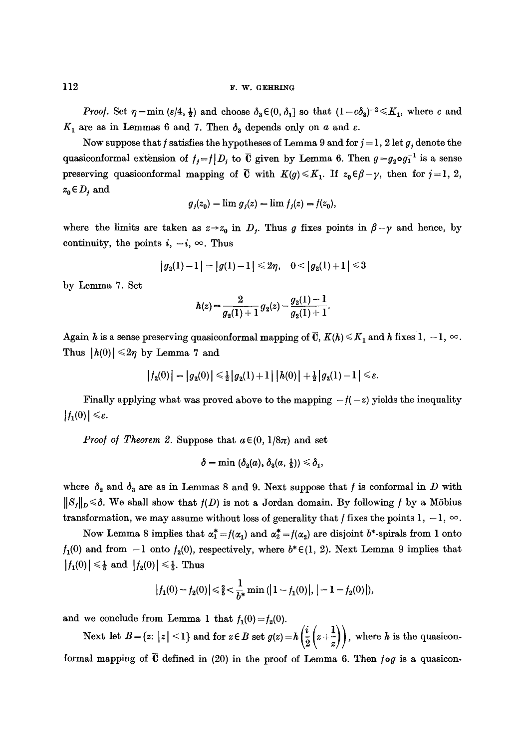*Proof.* Set $\eta = \min(\varepsilon/4, \frac{1}{2})$ and choose $\delta_3 \in (0, \delta_1]$ so that $(1 - c\delta_3)^{-2} \leqslant K_1$, where $c$ and $K_1$ are as in Lemmas 6 and 7. Then $\delta_3$ depends only on $a$ and $\varepsilon$.

Now suppose that $f$ satisfies the hypotheses of Lemma 9 and for $j = 1, 2$ let $g_j$ denote the quasiconformal extension of $f_j = f | D_j$ to $\bar{\mathbf{C}}$ given by Lemma 6. Then $g = g_2 \circ g_1^{-1}$ is a sense preserving quasiconformal mapping of $\bar{\mathbf{C}}$ with $K(g) \leqslant K_1$. If $z_0 \in \beta - \gamma$, then for $j = 1, 2$, $z_0 \in D_j$ and

$$g_j(z_0) = \lim g_j(z) = \lim f_j(z) = f(z_0),$$

where the limits are taken as $z \to z_0$ in $D_j$. Thus $g$ fixes points in $\beta - \gamma$ and hence, by continuity, the points $i, -i, \infty$. Thus

$$|g_2(1) - 1| = |g(1) - 1| \leqslant 2\eta, \quad 0 < |g_2(1) + 1| \leqslant 3$$

by Lemma 7. Set

$$h(z) = \frac{2}{g_2(1) + 1} g_2(z) - \frac{g_2(1) - 1}{g_2(1) + 1}.$$

Again $h$ is a sense preserving quasiconformal mapping of $\bar{\mathbf{C}}$, $K(h) \leqslant K_1$ and $h$ fixes $1, -1, \infty$. Thus $|h(0)| \leqslant 2\eta$ by Lemma 7 and

$$|f_2(0)| = |g_2(0)| \leqslant \tfrac{1}{2}|g_2(1) + 1| \, |h(0)| + \tfrac{1}{2}|g_2(1) - 1| \leqslant \varepsilon.$$

Finally applying what was proved above to the mapping $-f(-z)$ yields the inequality $|f_1(0)| \leqslant \varepsilon$.

*Proof of Theorem 2.* Suppose that $a \in (0, 1/8\pi)$ and set

$$\delta = \min(\delta_2(a), \delta_3(a, \tfrac{1}{5})) \leqslant \delta_1,$$

where $\delta_2$ and $\delta_3$ are as in Lemmas 8 and 9. Next suppose that $f$ is conformal in $D$ with $\|S_f\|_D \leqslant \delta$. We shall show that $f(D)$ is not a Jordan domain. By following $f$ by a Möbius transformation, we may assume without loss of generality that $f$ fixes the points $1, -1, \infty$.

Now Lemma 8 implies that $\alpha_1^* = f(\alpha_1)$ and $\alpha_2^* = f(\alpha_2)$ are disjoint $b^*$-spirals from 1 onto $f_1(0)$ and from $-1$ onto $f_2(0)$, respectively, where $b^* \in (1, 2)$. Next Lemma 9 implies that $|f_1(0)| \leqslant \frac{1}{5}$ and $|f_2(0)| \leqslant \frac{1}{5}$. Thus

$$|f_1(0) - f_2(0)| \leqslant \tfrac{2}{5} < \frac{1}{b^*} \min(|1 - f_1(0)|, |-1 - f_2(0)|),$$

and we conclude from Lemma 1 that $f_1(0) = f_2(0)$.

Next let $B = \{z: |z| < 1\}$ and for $z \in B$ set $g(z) = h\left(\frac{i}{2}\left(z + \frac{1}{z}\right)\right)$, where $h$ is the quasiconformal mapping of $\bar{\mathbf{C}}$ defined in (20) in the proof of Lemma 6. Then $f \circ g$ is a quasicon-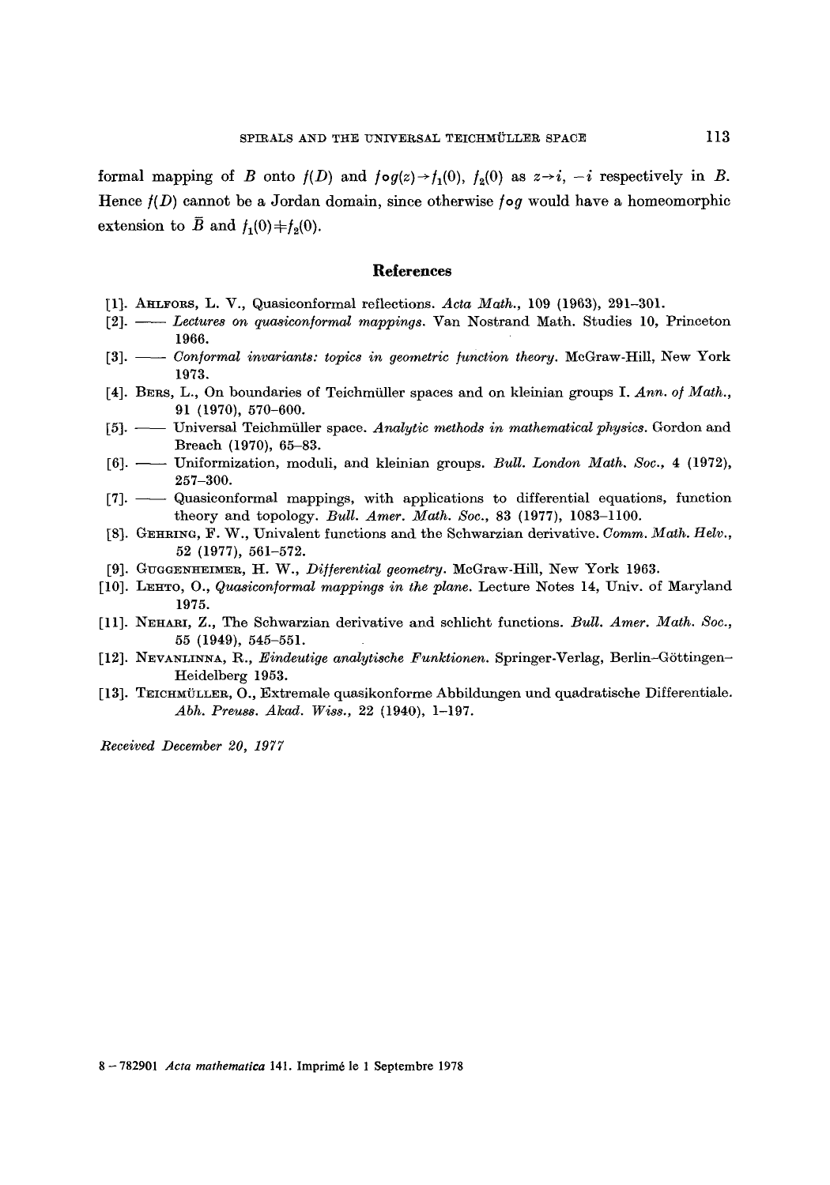formal mapping of $B$ onto $f(D)$ and $f\circ g(z)\to f_1(0)$, $f_2(0)$ as $z\to i$, $-i$ respectively in $B$. Hence $f(D)$ cannot be a Jordan domain, since otherwise $f\circ g$ would have a homeomorphic extension to $\bar{B}$ and $f_1(0)\neq f_2(0)$.

## References

[1]. Ahlfors, L. V., Quasiconformal reflections. *Acta Math.*, 109 (1963), 291–301.

[2]. —— *Lectures on quasiconformal mappings*. Van Nostrand Math. Studies 10, Princeton 1966.

[3]. —— *Conformal invariants: topics in geometric function theory*. McGraw-Hill, New York 1973.

[4]. Bers, L., On boundaries of Teichmüller spaces and on kleinian groups I. *Ann. of Math.*, 91 (1970), 570–600.

[5]. —— Universal Teichmüller space. *Analytic methods in mathematical physics*. Gordon and Breach (1970), 65–83.

[6]. —— Uniformization, moduli, and kleinian groups. *Bull. London Math. Soc.*, 4 (1972), 257–300.

[7]. —— Quasiconformal mappings, with applications to differential equations, function theory and topology. *Bull. Amer. Math. Soc.*, 83 (1977), 1083–1100.

[8]. Gehring, F. W., Univalent functions and the Schwarzian derivative. *Comm. Math. Helv.*, 52 (1977), 561–572.

[9]. Guggenheimer, H. W., *Differential geometry*. McGraw-Hill, New York 1963.

[10]. Lehto, O., *Quasiconformal mappings in the plane*. Lecture Notes 14, Univ. of Maryland 1975.

[11]. Nehari, Z., The Schwarzian derivative and schlicht functions. *Bull. Amer. Math. Soc.*, 55 (1949), 545–551.

[12]. Nevanlinna, R., *Eindeutige analytische Funktionen*. Springer-Verlag, Berlin–Göttingen–Heidelberg 1953.

[13]. Teichmüller, O., Extremale quasikonforme Abbildungen und quadratische Differentiale. *Abh. Preuss. Akad. Wiss.*, 22 (1940), 1–197.

*Received December 20, 1977*